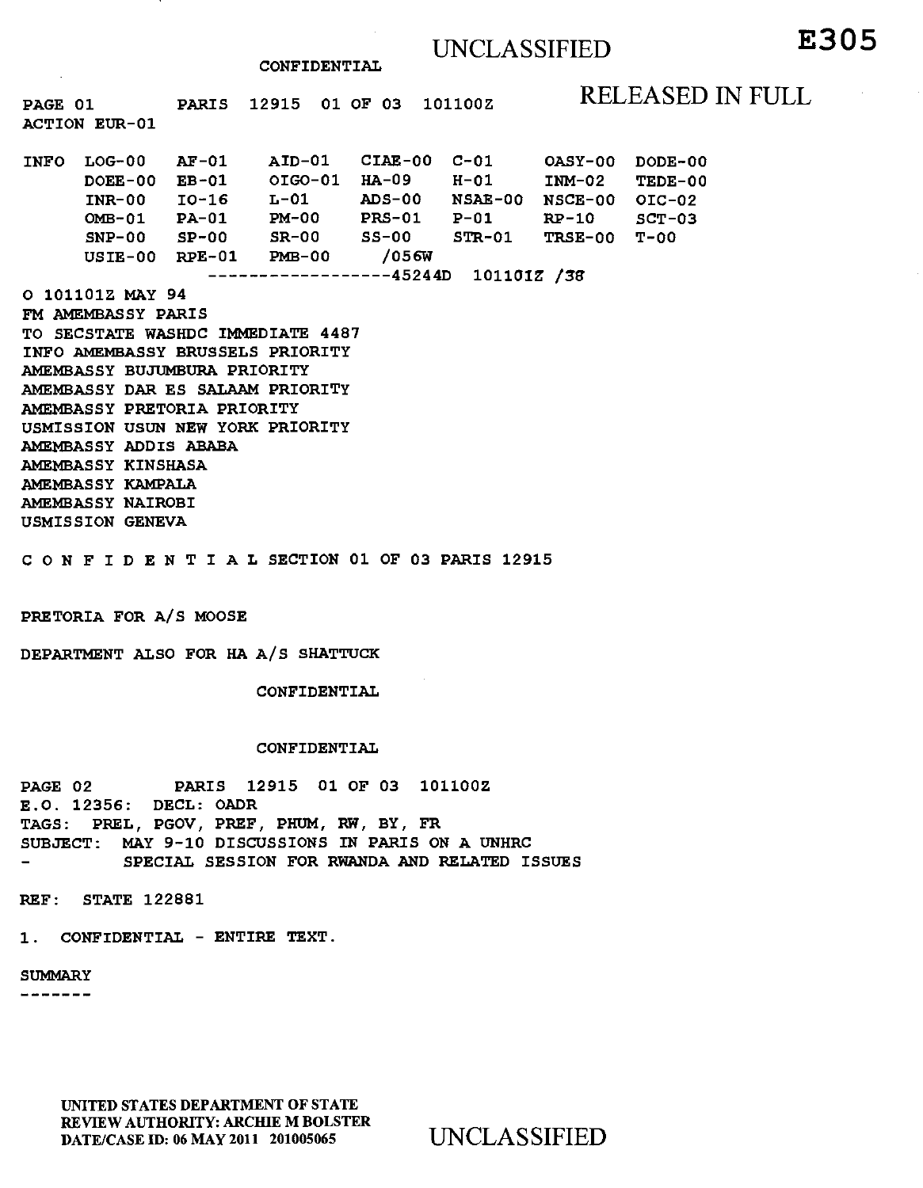UNCLASSIFIED

**E305**

CONFIDENTIAL

RELEASED IN FULL

PAGE 01 PARIS 12915 01 OF 03 101100Z
ACTION EUR-01

```
INFO  LOG-00   AF-01    AID-01   CIAE-00  C-01     OASY-00  DODE-00
      DOEE-00  EB-01    OIGO-01  HA-09    H-01     INM-02   TEDE-00
      INR-00   IO-16    L-01     ADS-00   NSAE-00  NSCE-00  OIC-02
      OMB-01   PA-01    PM-00    PRS-01   P-01     RP-10    SCT-03
      SNP-00   SP-00    SR-00    SS-00    STR-01   TRSE-00  T-00
      USIE-00  RPE-01   PMB-00    /056W
                  ------------------45244D  101101Z /38
```

O 101101Z MAY 94
FM AMEMBASSY PARIS
TO SECSTATE WASHDC IMMEDIATE 4487
INFO AMEMBASSY BRUSSELS PRIORITY
AMEMBASSY BUJUMBURA PRIORITY
AMEMBASSY DAR ES SALAAM PRIORITY
AMEMBASSY PRETORIA PRIORITY
USMISSION USUN NEW YORK PRIORITY
AMEMBASSY ADDIS ABABA
AMEMBASSY KINSHASA
AMEMBASSY KAMPALA
AMEMBASSY NAIROBI
USMISSION GENEVA

C O N F I D E N T I A L SECTION 01 OF 03 PARIS 12915

PRETORIA FOR A/S MOOSE

DEPARTMENT ALSO FOR HA A/S SHATTUCK

CONFIDENTIAL

CONFIDENTIAL

PAGE 02 PARIS 12915 01 OF 03 101100Z
E.O. 12356: DECL: OADR
TAGS: PREL, PGOV, PREF, PHUM, RW, BY, FR
SUBJECT: MAY 9-10 DISCUSSIONS IN PARIS ON A UNHRC
- SPECIAL SESSION FOR RWANDA AND RELATED ISSUES

REF: STATE 122881

1. CONFIDENTIAL - ENTIRE TEXT.

SUMMARY
-------

UNITED STATES DEPARTMENT OF STATE
REVIEW AUTHORITY: ARCHIE M BOLSTER
DATE/CASE ID: 06 MAY 2011 201005065

UNCLASSIFIED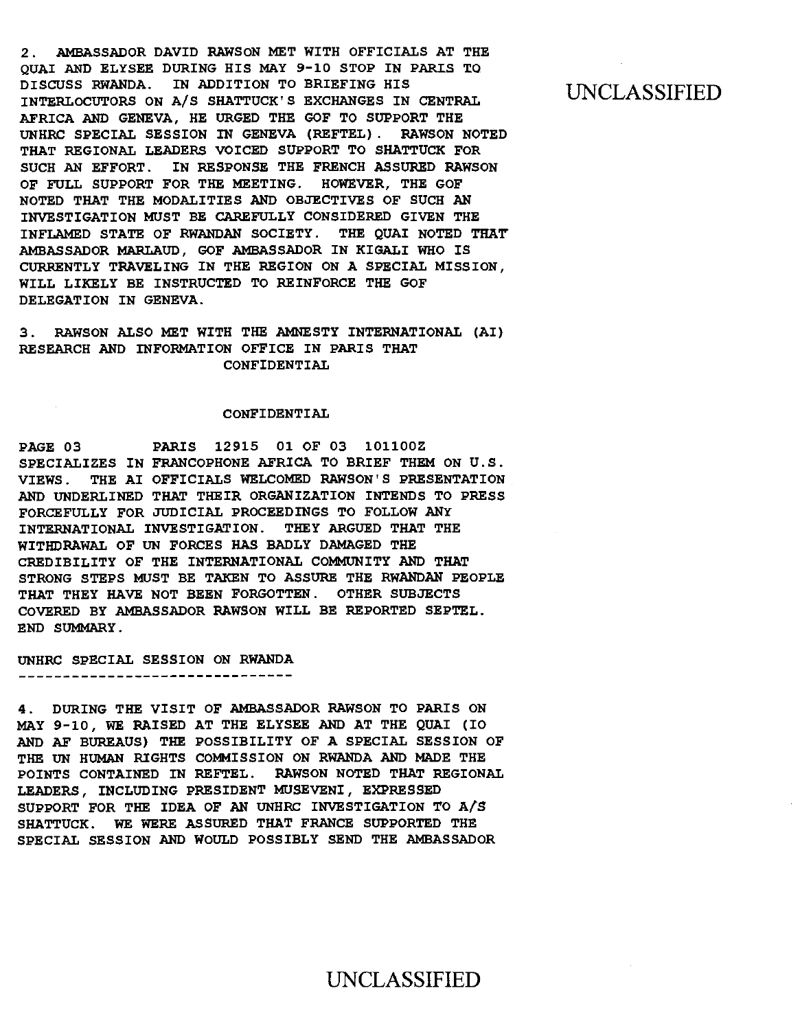2. AMBASSADOR DAVID RAWSON MET WITH OFFICIALS AT THE QUAI AND ELYSEE DURING HIS MAY 9-10 STOP IN PARIS TO DISCUSS RWANDA. IN ADDITION TO BRIEFING HIS INTERLOCUTORS ON A/S SHATTUCK'S EXCHANGES IN CENTRAL AFRICA AND GENEVA, HE URGED THE GOF TO SUPPORT THE UNHRC SPECIAL SESSION IN GENEVA (REFTEL). RAWSON NOTED THAT REGIONAL LEADERS VOICED SUPPORT TO SHATTUCK FOR SUCH AN EFFORT. IN RESPONSE THE FRENCH ASSURED RAWSON OF FULL SUPPORT FOR THE MEETING. HOWEVER, THE GOF NOTED THAT THE MODALITIES AND OBJECTIVES OF SUCH AN INVESTIGATION MUST BE CAREFULLY CONSIDERED GIVEN THE INFLAMED STATE OF RWANDAN SOCIETY. THE QUAI NOTED THAT AMBASSADOR MARLAUD, GOF AMBASSADOR IN KIGALI WHO IS CURRENTLY TRAVELING IN THE REGION ON A SPECIAL MISSION, WILL LIKELY BE INSTRUCTED TO REINFORCE THE GOF DELEGATION IN GENEVA.

3. RAWSON ALSO MET WITH THE AMNESTY INTERNATIONAL (AI) RESEARCH AND INFORMATION OFFICE IN PARIS THAT SPECIALIZES IN FRANCOPHONE AFRICA TO BRIEF THEM ON U.S. VIEWS. THE AI OFFICIALS WELCOMED RAWSON'S PRESENTATION AND UNDERLINED THAT THEIR ORGANIZATION INTENDS TO PRESS FORCEFULLY FOR JUDICIAL PROCEEDINGS TO FOLLOW ANY INTERNATIONAL INVESTIGATION. THEY ARGUED THAT THE WITHDRAWAL OF UN FORCES HAS BADLY DAMAGED THE CREDIBILITY OF THE INTERNATIONAL COMMUNITY AND THAT STRONG STEPS MUST BE TAKEN TO ASSURE THE RWANDAN PEOPLE THAT THEY HAVE NOT BEEN FORGOTTEN. OTHER SUBJECTS COVERED BY AMBASSADOR RAWSON WILL BE REPORTED SEPTEL. END SUMMARY.

UNHRC SPECIAL SESSION ON RWANDA
-------------------------------

4. DURING THE VISIT OF AMBASSADOR RAWSON TO PARIS ON MAY 9-10, WE RAISED AT THE ELYSEE AND AT THE QUAI (IO AND AF BUREAUS) THE POSSIBILITY OF A SPECIAL SESSION OF THE UN HUMAN RIGHTS COMMISSION ON RWANDA AND MADE THE POINTS CONTAINED IN REFTEL. RAWSON NOTED THAT REGIONAL LEADERS, INCLUDING PRESIDENT MUSEVENI, EXPRESSED SUPPORT FOR THE IDEA OF AN UNHRC INVESTIGATION TO A/S SHATTUCK. WE WERE ASSURED THAT FRANCE SUPPORTED THE SPECIAL SESSION AND WOULD POSSIBLY SEND THE AMBASSADOR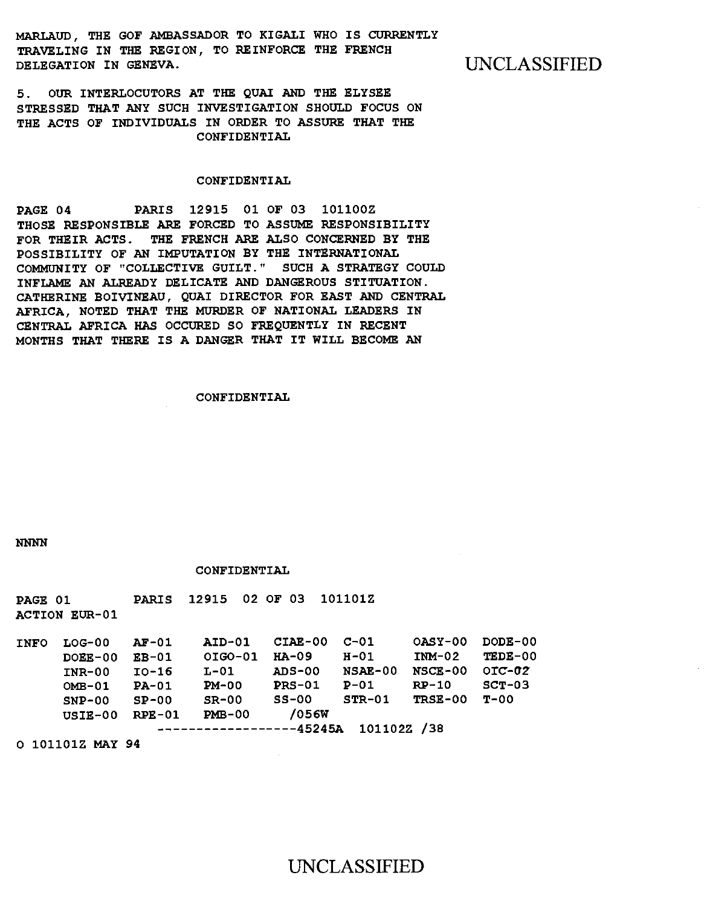MARLAUD, THE GOF AMBASSADOR TO KIGALI WHO IS CURRENTLY TRAVELING IN THE REGION, TO REINFORCE THE FRENCH DELEGATION IN GENEVA.

5. OUR INTERLOCUTORS AT THE QUAI AND THE ELYSEE STRESSED THAT ANY SUCH INVESTIGATION SHOULD FOCUS ON THE ACTS OF INDIVIDUALS IN ORDER TO ASSURE THAT THE

CONFIDENTIAL

CONFIDENTIAL

PAGE 04 PARIS 12915 01 OF 03 101100Z

THOSE RESPONSIBLE ARE FORCED TO ASSUME RESPONSIBILITY FOR THEIR ACTS. THE FRENCH ARE ALSO CONCERNED BY THE POSSIBILITY OF AN IMPUTATION BY THE INTERNATIONAL COMMUNITY OF "COLLECTIVE GUILT." SUCH A STRATEGY COULD INFLAME AN ALREADY DELICATE AND DANGEROUS STITUATION. CATHERINE BOIVINEAU, QUAI DIRECTOR FOR EAST AND CENTRAL AFRICA, NOTED THAT THE MURDER OF NATIONAL LEADERS IN CENTRAL AFRICA HAS OCCURED SO FREQUENTLY IN RECENT MONTHS THAT THERE IS A DANGER THAT IT WILL BECOME AN

CONFIDENTIAL

NNNN

CONFIDENTIAL

PAGE 01 PARIS 12915 02 OF 03 101101Z

ACTION EUR-01

```
INFO  LOG-00   AF-01    AID-01   CIAE-00  C-01     OASY-00  DODE-00
      DOEE-00  EB-01    OIGO-01  HA-09    H-01     INM-02   TEDE-00
      INR-00   IO-16    L-01     ADS-00   NSAE-00  NSCE-00  OIC-02
      OMB-01   PA-01    PM-00    PRS-01   P-01     RP-10    SCT-03
      SNP-00   SP-00    SR-00    SS-00    STR-01   TRSE-00  T-00
      USIE-00  RPE-01   PMB-00    /056W
                    ------------------45245A  101102Z /38
```

O 101101Z MAY 94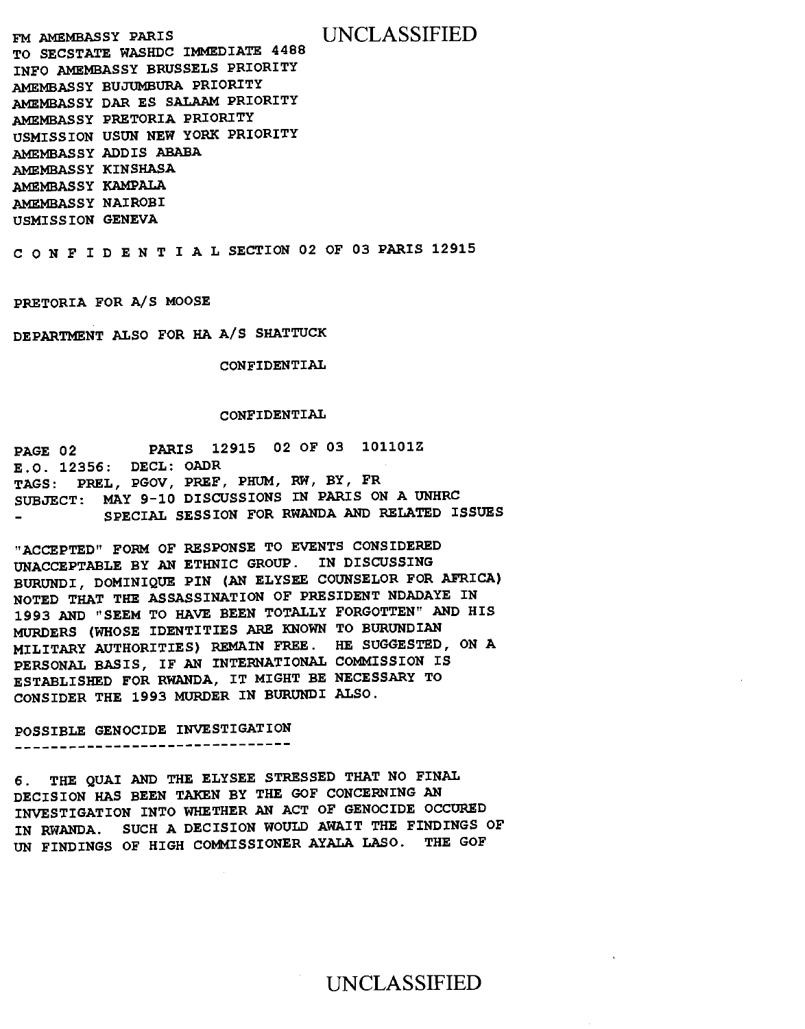FM AMEMBASSY PARIS
TO SECSTATE WASHDC IMMEDIATE 4488
INFO AMEMBASSY BRUSSELS PRIORITY
AMEMBASSY BUJUMBURA PRIORITY
AMEMBASSY DAR ES SALAAM PRIORITY
AMEMBASSY PRETORIA PRIORITY
USMISSION USUN NEW YORK PRIORITY
AMEMBASSY ADDIS ABABA
AMEMBASSY KINSHASA
AMEMBASSY KAMPALA
AMEMBASSY NAIROBI
USMISSION GENEVA

C O N F I D E N T I A L SECTION 02 OF 03 PARIS 12915

PRETORIA FOR A/S MOOSE

DEPARTMENT ALSO FOR HA A/S SHATTUCK

CONFIDENTIAL

CONFIDENTIAL

PAGE 02 PARIS 12915 02 OF 03 101101Z
E.O. 12356: DECL: OADR
TAGS: PREL, PGOV, PREF, PHUM, RW, BY, FR
SUBJECT: MAY 9-10 DISCUSSIONS IN PARIS ON A UNHRC
- SPECIAL SESSION FOR RWANDA AND RELATED ISSUES

"ACCEPTED" FORM OF RESPONSE TO EVENTS CONSIDERED UNACCEPTABLE BY AN ETHNIC GROUP. IN DISCUSSING BURUNDI, DOMINIQUE PIN (AN ELYSEE COUNSELOR FOR AFRICA) NOTED THAT THE ASSASSINATION OF PRESIDENT NDADAYE IN 1993 AND "SEEM TO HAVE BEEN TOTALLY FORGOTTEN" AND HIS MURDERS (WHOSE IDENTITIES ARE KNOWN TO BURUNDIAN MILITARY AUTHORITIES) REMAIN FREE. HE SUGGESTED, ON A PERSONAL BASIS, IF AN INTERNATIONAL COMMISSION IS ESTABLISHED FOR RWANDA, IT MIGHT BE NECESSARY TO CONSIDER THE 1993 MURDER IN BURUNDI ALSO.

POSSIBLE GENOCIDE INVESTIGATION
-------------------------------

6. THE QUAI AND THE ELYSEE STRESSED THAT NO FINAL DECISION HAS BEEN TAKEN BY THE GOF CONCERNING AN INVESTIGATION INTO WHETHER AN ACT OF GENOCIDE OCCURED IN RWANDA. SUCH A DECISION WOULD AWAIT THE FINDINGS OF UN FINDINGS OF HIGH COMMISSIONER AYALA LASO. THE GOF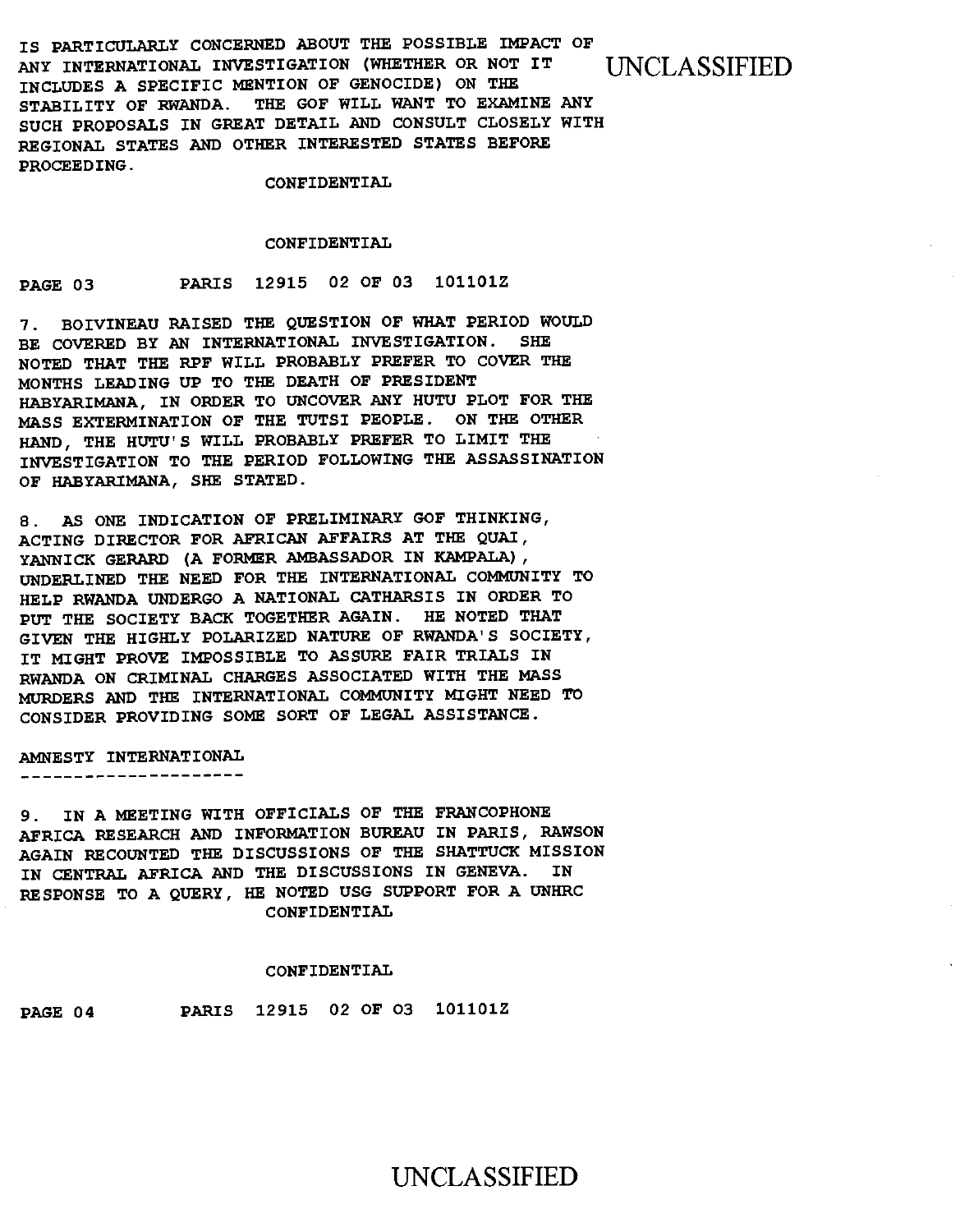IS PARTICULARLY CONCERNED ABOUT THE POSSIBLE IMPACT OF ANY INTERNATIONAL INVESTIGATION (WHETHER OR NOT IT INCLUDES A SPECIFIC MENTION OF GENOCIDE) ON THE STABILITY OF RWANDA. THE GOF WILL WANT TO EXAMINE ANY SUCH PROPOSALS IN GREAT DETAIL AND CONSULT CLOSELY WITH REGIONAL STATES AND OTHER INTERESTED STATES BEFORE PROCEEDING.

7. BOIVINEAU RAISED THE QUESTION OF WHAT PERIOD WOULD BE COVERED BY AN INTERNATIONAL INVESTIGATION. SHE NOTED THAT THE RPF WILL PROBABLY PREFER TO COVER THE MONTHS LEADING UP TO THE DEATH OF PRESIDENT HABYARIMANA, IN ORDER TO UNCOVER ANY HUTU PLOT FOR THE MASS EXTERMINATION OF THE TUTSI PEOPLE. ON THE OTHER HAND, THE HUTU'S WILL PROBABLY PREFER TO LIMIT THE INVESTIGATION TO THE PERIOD FOLLOWING THE ASSASSINATION OF HABYARIMANA, SHE STATED.

8. AS ONE INDICATION OF PRELIMINARY GOF THINKING, ACTING DIRECTOR FOR AFRICAN AFFAIRS AT THE QUAI, YANNICK GERARD (A FORMER AMBASSADOR IN KAMPALA), UNDERLINED THE NEED FOR THE INTERNATIONAL COMMUNITY TO HELP RWANDA UNDERGO A NATIONAL CATHARSIS IN ORDER TO PUT THE SOCIETY BACK TOGETHER AGAIN. HE NOTED THAT GIVEN THE HIGHLY POLARIZED NATURE OF RWANDA'S SOCIETY, IT MIGHT PROVE IMPOSSIBLE TO ASSURE FAIR TRIALS IN RWANDA ON CRIMINAL CHARGES ASSOCIATED WITH THE MASS MURDERS AND THE INTERNATIONAL COMMUNITY MIGHT NEED TO CONSIDER PROVIDING SOME SORT OF LEGAL ASSISTANCE.

AMNESTY INTERNATIONAL
---------------------

9. IN A MEETING WITH OFFICIALS OF THE FRANCOPHONE AFRICA RESEARCH AND INFORMATION BUREAU IN PARIS, RAWSON AGAIN RECOUNTED THE DISCUSSIONS OF THE SHATTUCK MISSION IN CENTRAL AFRICA AND THE DISCUSSIONS IN GENEVA. IN RESPONSE TO A QUERY, HE NOTED USG SUPPORT FOR A UNHRC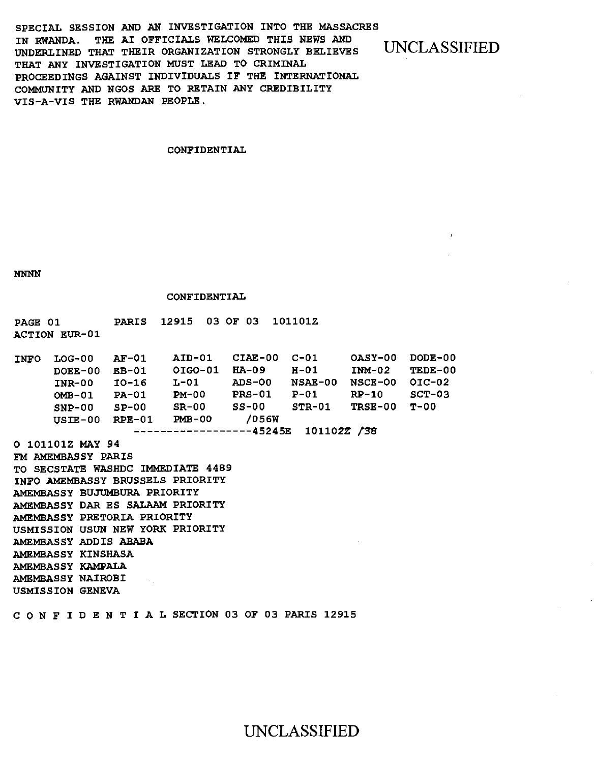SPECIAL SESSION AND AN INVESTIGATION INTO THE MASSACRES IN RWANDA. THE AI OFFICIALS WELCOMED THIS NEWS AND UNDERLINED THAT THEIR ORGANIZATION STRONGLY BELIEVES THAT ANY INVESTIGATION MUST LEAD TO CRIMINAL PROCEEDINGS AGAINST INDIVIDUALS IF THE INTERNATIONAL COMMUNITY AND NGOS ARE TO RETAIN ANY CREDIBILITY VIS-A-VIS THE RWANDAN PEOPLE.

CONFIDENTIAL

NNNN

CONFIDENTIAL

PAGE 01 PARIS 12915 03 OF 03 101101Z
ACTION EUR-01

```
INFO  LOG-00   AF-01    AID-01   CIAE-00  C-01     OASY-00  DODE-00
      DOEE-00  EB-01    OIGO-01  HA-09    H-01     INM-02   TEDE-00
      INR-00   IO-16    L-01     ADS-00   NSAE-00  NSCE-00  OIC-02
      OMB-01   PA-01    PM-00    PRS-01   P-01     RP-10    SCT-03
      SNP-00   SP-00    SR-00    SS-00    STR-01   TRSE-00  T-00
      USIE-00  RPE-01   PMB-00   /056W
                  ------------------45245E  101102Z /38
```

O 101101Z MAY 94
FM AMEMBASSY PARIS
TO SECSTATE WASHDC IMMEDIATE 4489
INFO AMEMBASSY BRUSSELS PRIORITY
AMEMBASSY BUJUMBURA PRIORITY
AMEMBASSY DAR ES SALAAM PRIORITY
AMEMBASSY PRETORIA PRIORITY
USMISSION USUN NEW YORK PRIORITY
AMEMBASSY ADDIS ABABA
AMEMBASSY KINSHASA
AMEMBASSY KAMPALA
AMEMBASSY NAIROBI
USMISSION GENEVA

C O N F I D E N T I A L SECTION 03 OF 03 PARIS 12915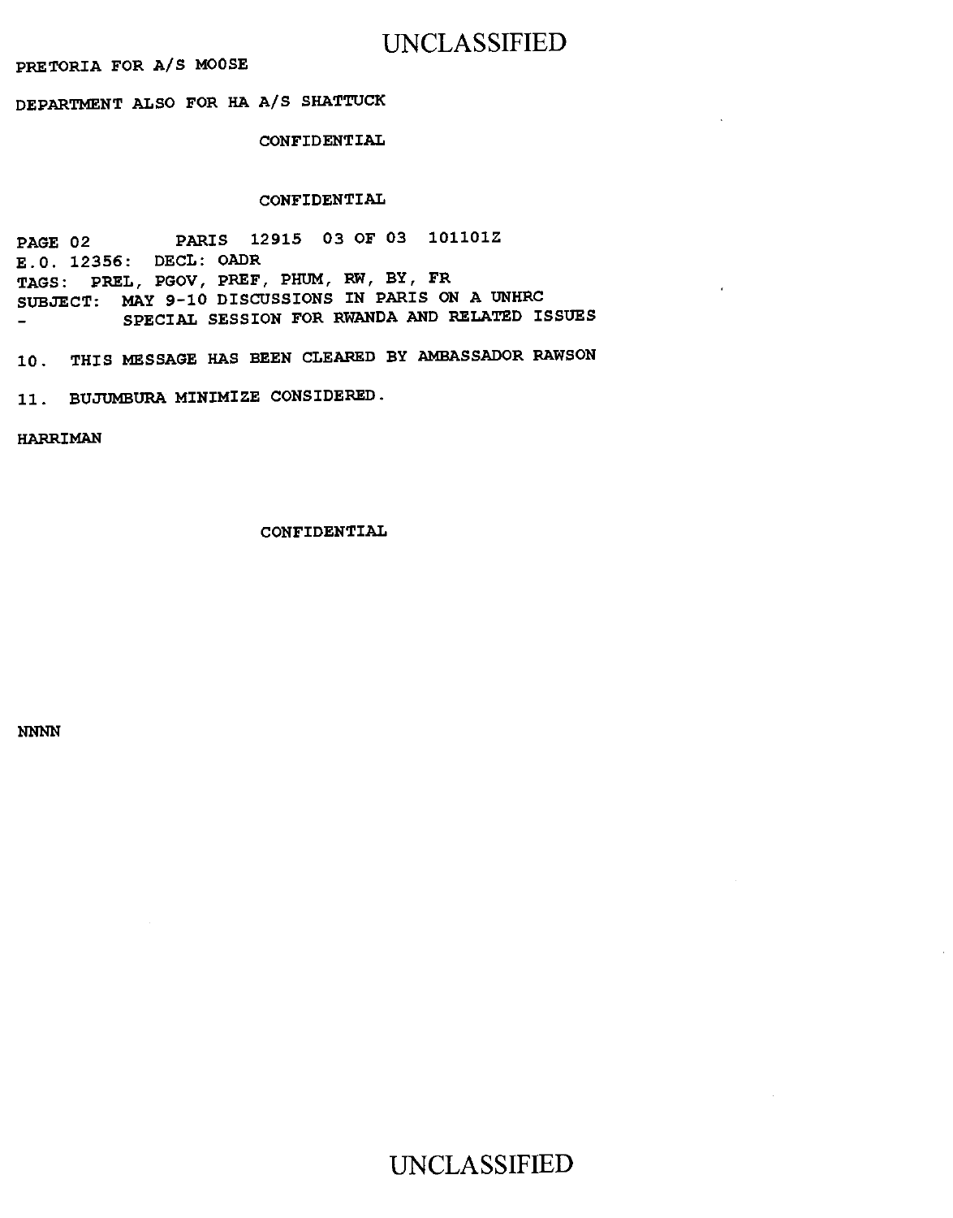PRETORIA FOR A/S MOOSE

DEPARTMENT ALSO FOR HA A/S SHATTUCK

CONFIDENTIAL

CONFIDENTIAL

PAGE 02 PARIS 12915 03 OF 03 101101Z
E.O. 12356: DECL: OADR
TAGS: PREL, PGOV, PREF, PHUM, RW, BY, FR
SUBJECT: MAY 9-10 DISCUSSIONS IN PARIS ON A UNHRC
- SPECIAL SESSION FOR RWANDA AND RELATED ISSUES

10. THIS MESSAGE HAS BEEN CLEARED BY AMBASSADOR RAWSON

11. BUJUMBURA MINIMIZE CONSIDERED.

HARRIMAN

CONFIDENTIAL

NNNN